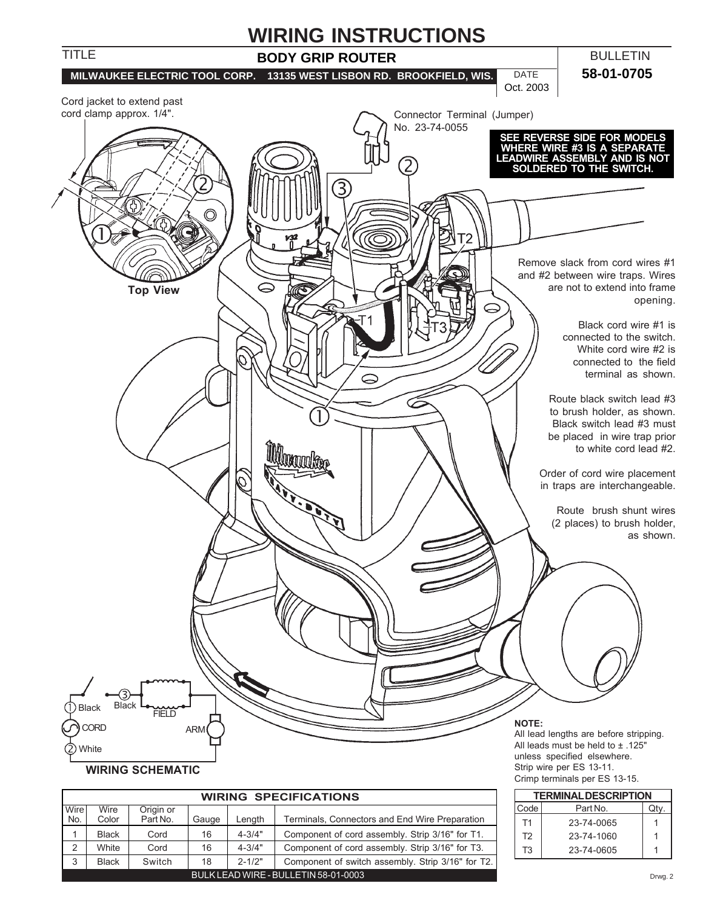# WIRING INSTRUCTIONS

| TITLE | BODY GRIP ROUTER | BULLETIN |
|---|---|---|
| MILWAUKEE ELECTRIC TOOL CORP. 13135 WEST LISBON RD. BROOKFIELD, WIS. | DATE Oct. 2003 | 58-01-0705 |

Cord jacket to extend past cord clamp approx. 1/4".

**Top View**

Connector Terminal (Jumper) No. 23-74-0055

**SEE REVERSE SIDE FOR MODELS WHERE WIRE #3 IS A SEPARATE LEADWIRE ASSEMBLY AND IS NOT SOLDERED TO THE SWITCH.**

Remove slack from cord wires #1 and #2 between wire traps. Wires are not to extend into frame opening.

Black cord wire #1 is connected to the switch. White cord wire #2 is connected to the field terminal as shown.

Route black switch lead #3 to brush holder, as shown. Black switch lead #3 must be placed in wire trap prior to white cord lead #2.

Order of cord wire placement in traps are interchangeable.

Route brush shunt wires (2 places) to brush holder, as shown.

**WIRING SCHEMATIC**

**NOTE:**
All lead lengths are before stripping.
All leads must be held to ± .125" unless specified elsewhere.
Strip wire per ES 13-11.
Crimp terminals per ES 13-15.

**WIRING SPECIFICATIONS**

| Wire No. | Wire Color | Origin or Part No. | Gauge | Length | Terminals, Connectors and End Wire Preparation |
|---|---|---|---|---|---|
| 1 | Black | Cord | 16 | 4-3/4" | Component of cord assembly. Strip 3/16" for T1. |
| 2 | White | Cord | 16 | 4-3/4" | Component of cord assembly. Strip 3/16" for T3. |
| 3 | Black | Switch | 18 | 2-1/2" | Component of switch assembly. Strip 3/16" for T2. |

BULK LEAD WIRE - BULLETIN 58-01-0003

**TERMINAL DESCRIPTION**

| Code | Part No. | Qty. |
|---|---|---|
| T1 | 23-74-0065 | 1 |
| T2 | 23-74-1060 | 1 |
| T3 | 23-74-0605 | 1 |

Drwg. 2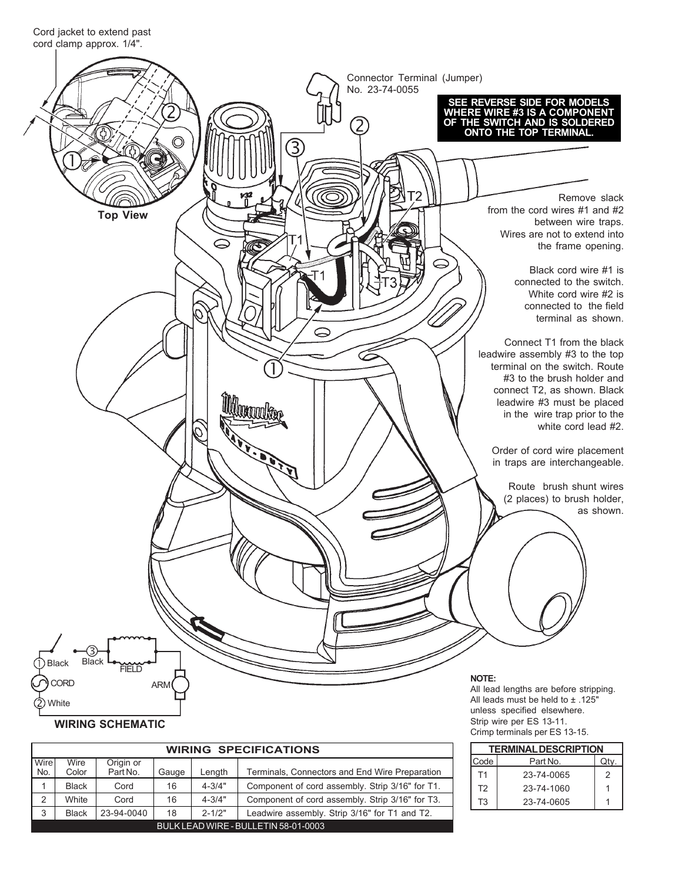Cord jacket to extend past cord clamp approx. 1/4".

Top View

Connector Terminal (Jumper) No. 23-74-0055

**SEE REVERSE SIDE FOR MODELS WHERE WIRE #3 IS A COMPONENT OF THE SWITCH AND IS SOLDERED ONTO THE TOP TERMINAL.**

Remove slack from the cord wires #1 and #2 between wire traps. Wires are not to extend into the frame opening.

Black cord wire #1 is connected to the switch. White cord wire #2 is connected to the field terminal as shown.

Connect T1 from the black leadwire assembly #3 to the top terminal on the switch. Route #3 to the brush holder and connect T2, as shown. Black leadwire #3 must be placed in the wire trap prior to the white cord lead #2.

Order of cord wire placement in traps are interchangeable.

Route brush shunt wires (2 places) to brush holder, as shown.

1 Black
3 Black
FIELD
CORD
ARM
2 White

**WIRING SCHEMATIC**

**NOTE:**
All lead lengths are before stripping.
All leads must be held to ± .125" unless specified elsewhere.
Strip wire per ES 13-11.
Crimp terminals per ES 13-15.

| WIRING SPECIFICATIONS | | | | | |
|---|---|---|---|---|---|
| Wire No. | Wire Color | Origin or Part No. | Gauge | Length | Terminals, Connectors and End Wire Preparation |
| 1 | Black | Cord | 16 | 4-3/4" | Component of cord assembly. Strip 3/16" for T1. |
| 2 | White | Cord | 16 | 4-3/4" | Component of cord assembly. Strip 3/16" for T3. |
| 3 | Black | 23-94-0040 | 18 | 2-1/2" | Leadwire assembly. Strip 3/16" for T1 and T2. |
| BULK LEAD WIRE - BULLETIN 58-01-0003 | | | | | |

| TERMINAL DESCRIPTION | | |
|---|---|---|
| Code | Part No. | Qty. |
| T1 | 23-74-0065 | 2 |
| T2 | 23-74-1060 | 1 |
| T3 | 23-74-0605 | 1 |